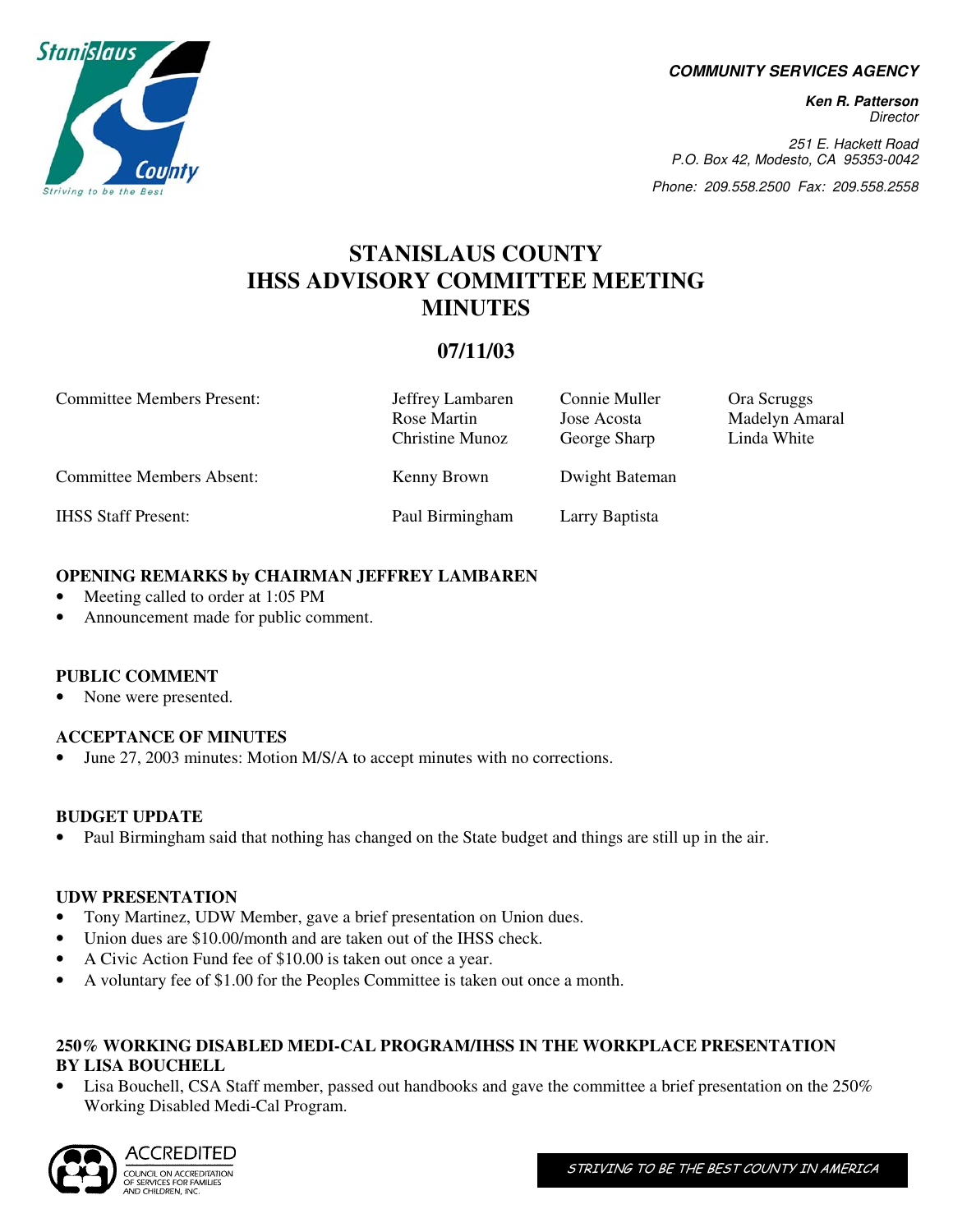**COMMUNITY SERVICES AGENCY**

***Ken R. Patterson***
*Director*

*251 E. Hackett Road*
*P.O. Box 42, Modesto, CA 95353-0042*
*Phone: 209.558.2500 Fax: 209.558.2558*

# STANISLAUS COUNTY IHSS ADVISORY COMMITTEE MEETING MINUTES

## 07/11/03

| | | | |
|---|---|---|---|
| Committee Members Present: | Jeffrey Lambaren<br>Rose Martin<br>Christine Munoz | Connie Muller<br>Jose Acosta<br>George Sharp | Ora Scruggs<br>Madelyn Amaral<br>Linda White |
| Committee Members Absent: | Kenny Brown | Dwight Bateman | |
| IHSS Staff Present: | Paul Birmingham | Larry Baptista | |

**OPENING REMARKS by CHAIRMAN JEFFREY LAMBAREN**

- Meeting called to order at 1:05 PM
- Announcement made for public comment.

**PUBLIC COMMENT**

- None were presented.

**ACCEPTANCE OF MINUTES**

- June 27, 2003 minutes: Motion M/S/A to accept minutes with no corrections.

**BUDGET UPDATE**

- Paul Birmingham said that nothing has changed on the State budget and things are still up in the air.

**UDW PRESENTATION**

- Tony Martinez, UDW Member, gave a brief presentation on Union dues.
- Union dues are $10.00/month and are taken out of the IHSS check.
- A Civic Action Fund fee of $10.00 is taken out once a year.
- A voluntary fee of $1.00 for the Peoples Committee is taken out once a month.

**250% WORKING DISABLED MEDI-CAL PROGRAM/IHSS IN THE WORKPLACE PRESENTATION BY LISA BOUCHELL**

- Lisa Bouchell, CSA Staff member, passed out handbooks and gave the committee a brief presentation on the 250% Working Disabled Medi-Cal Program.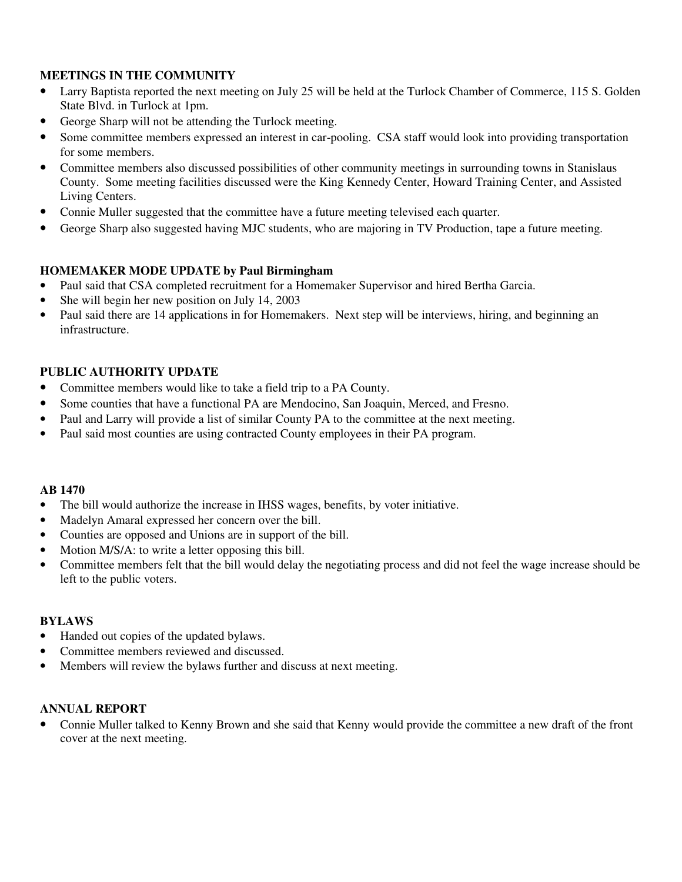**MEETINGS IN THE COMMUNITY**

- Larry Baptista reported the next meeting on July 25 will be held at the Turlock Chamber of Commerce, 115 S. Golden State Blvd. in Turlock at 1pm.
- George Sharp will not be attending the Turlock meeting.
- Some committee members expressed an interest in car-pooling. CSA staff would look into providing transportation for some members.
- Committee members also discussed possibilities of other community meetings in surrounding towns in Stanislaus County. Some meeting facilities discussed were the King Kennedy Center, Howard Training Center, and Assisted Living Centers.
- Connie Muller suggested that the committee have a future meeting televised each quarter.
- George Sharp also suggested having MJC students, who are majoring in TV Production, tape a future meeting.

**HOMEMAKER MODE UPDATE by Paul Birmingham**

- Paul said that CSA completed recruitment for a Homemaker Supervisor and hired Bertha Garcia.
- She will begin her new position on July 14, 2003
- Paul said there are 14 applications in for Homemakers. Next step will be interviews, hiring, and beginning an infrastructure.

**PUBLIC AUTHORITY UPDATE**

- Committee members would like to take a field trip to a PA County.
- Some counties that have a functional PA are Mendocino, San Joaquin, Merced, and Fresno.
- Paul and Larry will provide a list of similar County PA to the committee at the next meeting.
- Paul said most counties are using contracted County employees in their PA program.

**AB 1470**

- The bill would authorize the increase in IHSS wages, benefits, by voter initiative.
- Madelyn Amaral expressed her concern over the bill.
- Counties are opposed and Unions are in support of the bill.
- Motion M/S/A: to write a letter opposing this bill.
- Committee members felt that the bill would delay the negotiating process and did not feel the wage increase should be left to the public voters.

**BYLAWS**

- Handed out copies of the updated bylaws.
- Committee members reviewed and discussed.
- Members will review the bylaws further and discuss at next meeting.

**ANNUAL REPORT**

- Connie Muller talked to Kenny Brown and she said that Kenny would provide the committee a new draft of the front cover at the next meeting.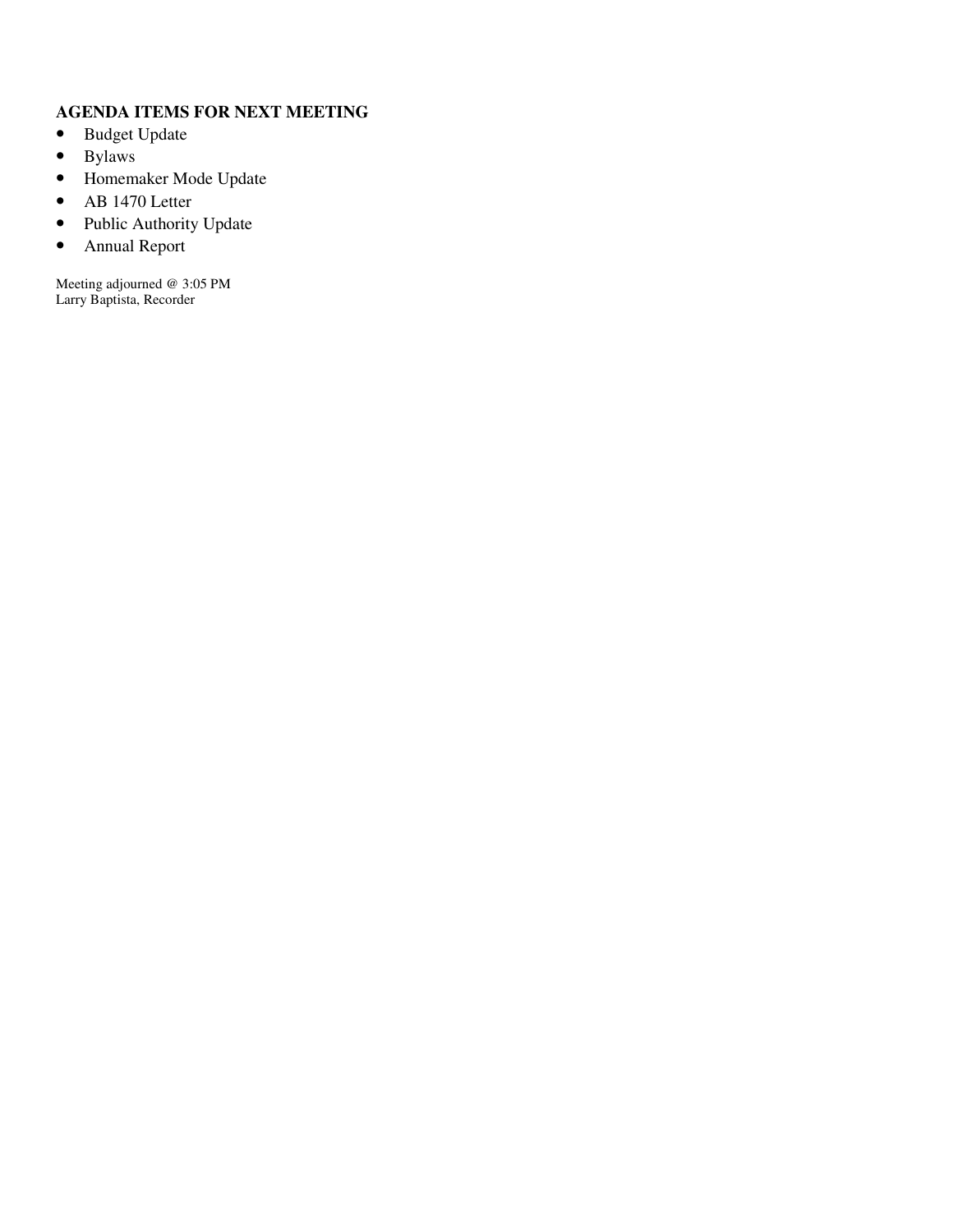**AGENDA ITEMS FOR NEXT MEETING**

- Budget Update
- Bylaws
- Homemaker Mode Update
- AB 1470 Letter
- Public Authority Update
- Annual Report

Meeting adjourned @ 3:05 PM
Larry Baptista, Recorder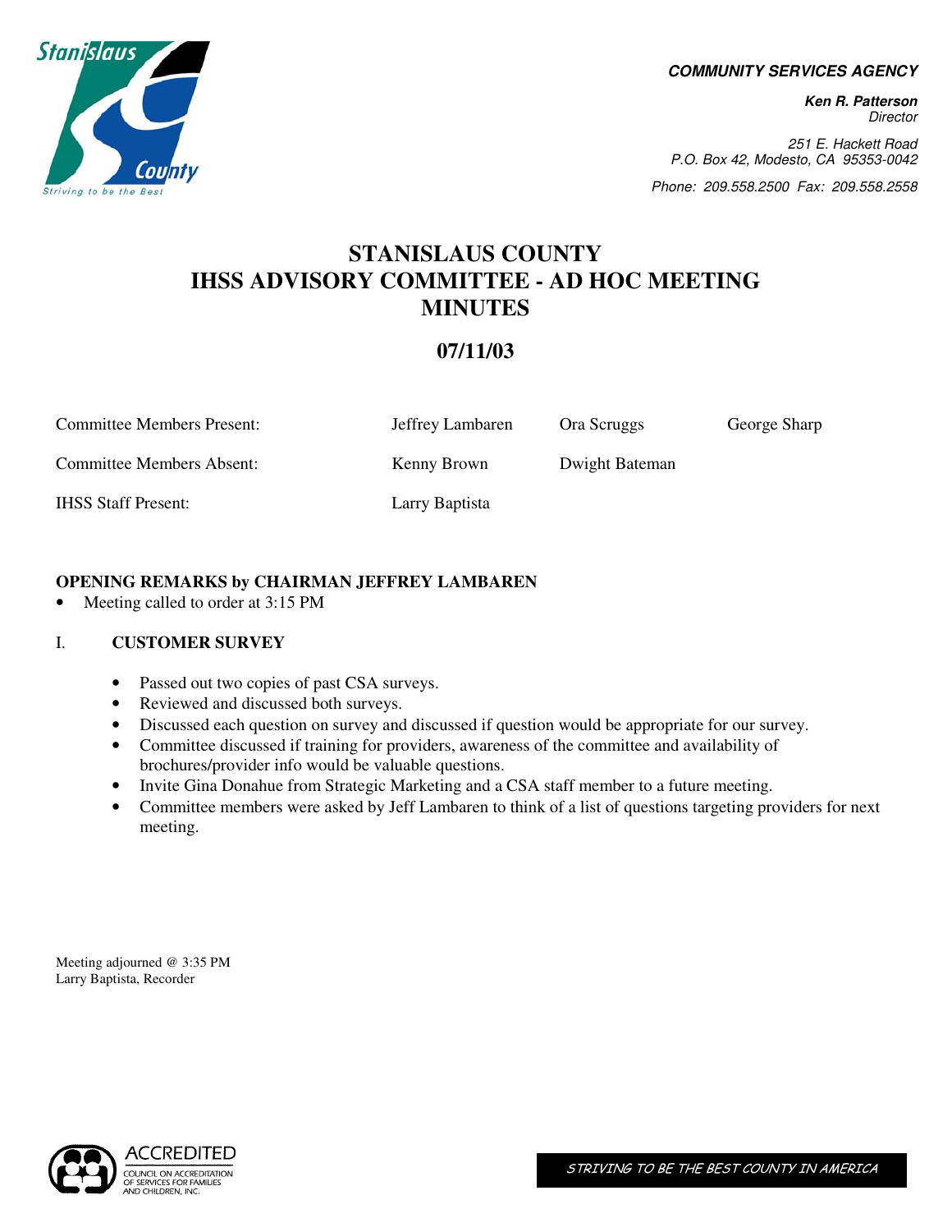**COMMUNITY SERVICES AGENCY**

**Ken R. Patterson**
*Director*

*251 E. Hackett Road*
*P.O. Box 42, Modesto, CA 95353-0042*
*Phone: 209.558.2500 Fax: 209.558.2558*

# STANISLAUS COUNTY
# IHSS ADVISORY COMMITTEE - AD HOC MEETING MINUTES

## 07/11/03

| | | | |
|---|---|---|---|
| Committee Members Present: | Jeffrey Lambaren | Ora Scruggs | George Sharp |
| Committee Members Absent: | Kenny Brown | Dwight Bateman | |
| IHSS Staff Present: | Larry Baptista | | |

**OPENING REMARKS by CHAIRMAN JEFFREY LAMBAREN**

- Meeting called to order at 3:15 PM

## I. CUSTOMER SURVEY

- Passed out two copies of past CSA surveys.
- Reviewed and discussed both surveys.
- Discussed each question on survey and discussed if question would be appropriate for our survey.
- Committee discussed if training for providers, awareness of the committee and availability of brochures/provider info would be valuable questions.
- Invite Gina Donahue from Strategic Marketing and a CSA staff member to a future meeting.
- Committee members were asked by Jeff Lambaren to think of a list of questions targeting providers for next meeting.

Meeting adjourned @ 3:35 PM
Larry Baptista, Recorder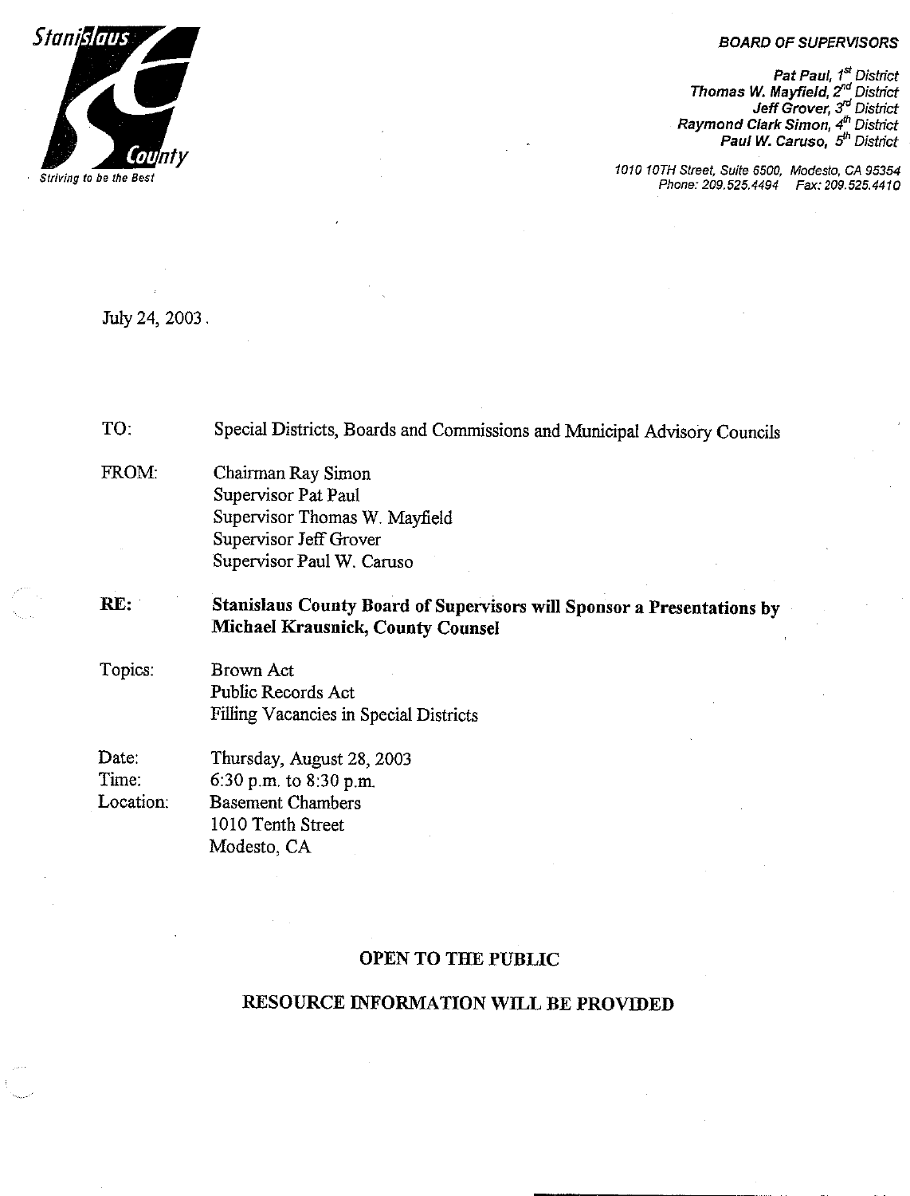Stanislaus County
Striving to be the Best

**BOARD OF SUPERVISORS**

*Pat Paul, 1st District*
*Thomas W. Mayfield, 2nd District*
*Jeff Grover, 3rd District*
*Raymond Clark Simon, 4th District*
*Paul W. Caruso, 5th District*

*1010 10TH Street, Suite 6500, Modesto, CA 95354*
*Phone: 209.525.4494 Fax: 209.525.4410*

July 24, 2003.

TO: Special Districts, Boards and Commissions and Municipal Advisory Councils

FROM: Chairman Ray Simon
Supervisor Pat Paul
Supervisor Thomas W. Mayfield
Supervisor Jeff Grover
Supervisor Paul W. Caruso

**RE: Stanislaus County Board of Supervisors will Sponsor a Presentations by Michael Krausnick, County Counsel**

Topics: Brown Act
Public Records Act
Filling Vacancies in Special Districts

Date: Thursday, August 28, 2003
Time: 6:30 p.m. to 8:30 p.m.
Location: Basement Chambers
1010 Tenth Street
Modesto, CA

**OPEN TO THE PUBLIC**

**RESOURCE INFORMATION WILL BE PROVIDED**